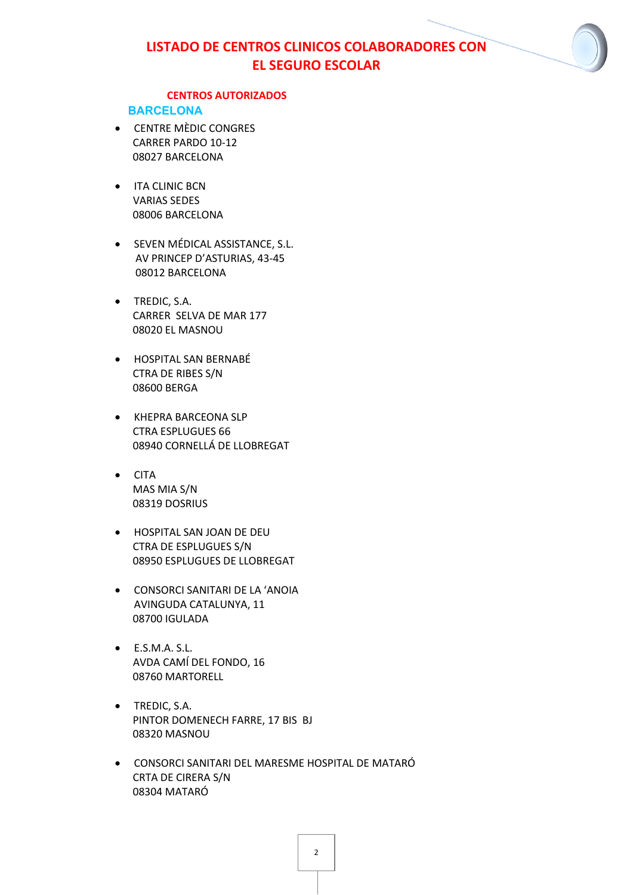# LISTADO DE CENTROS CLINICOS COLABORADORES CON EL SEGURO ESCOLAR

## CENTROS AUTORIZADOS

### BARCELONA

- CENTRE MÈDIC CONGRES
  CARRER PARDO 10-12
  08027 BARCELONA

- ITA CLINIC BCN
  VARIAS SEDES
  08006 BARCELONA

- SEVEN MÉDICAL ASSISTANCE, S.L.
  AV PRINCEP D'ASTURIAS, 43-45
  08012 BARCELONA

- TREDIC, S.A.
  CARRER SELVA DE MAR 177
  08020 EL MASNOU

- HOSPITAL SAN BERNABÉ
  CTRA DE RIBES S/N
  08600 BERGA

- KHEPRA BARCEONA SLP
  CTRA ESPLUGUES 66
  08940 CORNELLÁ DE LLOBREGAT

- CITA
  MAS MIA S/N
  08319 DOSRIUS

- HOSPITAL SAN JOAN DE DEU
  CTRA DE ESPLUGUES S/N
  08950 ESPLUGUES DE LLOBREGAT

- CONSORCI SANITARI DE LA 'ANOIA
  AVINGUDA CATALUNYA, 11
  08700 IGULADA

- E.S.M.A. S.L.
  AVDA CAMÍ DEL FONDO, 16
  08760 MARTORELL

- TREDIC, S.A.
  PINTOR DOMENECH FARRE, 17 BIS BJ
  08320 MASNOU

- CONSORCI SANITARI DEL MARESME HOSPITAL DE MATARÓ
  CRTA DE CIRERA S/N
  08304 MATARÓ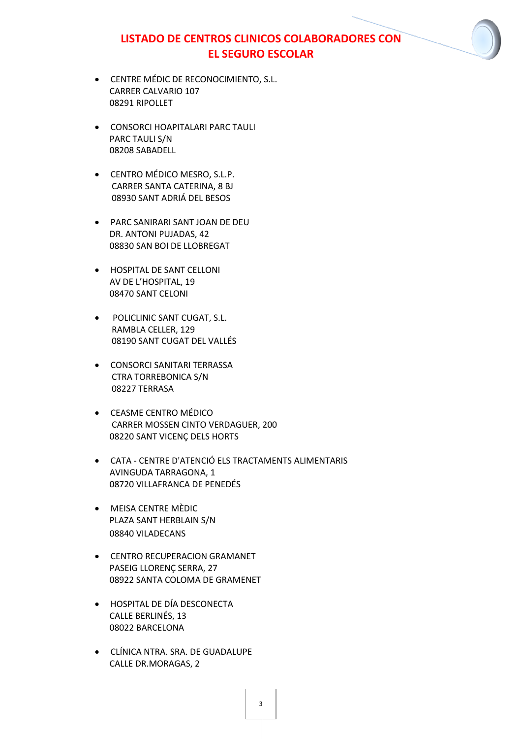# LISTADO DE CENTROS CLINICOS COLABORADORES CON EL SEGURO ESCOLAR

- CENTRE MÉDIC DE RECONOCIMIENTO, S.L.
  CARRER CALVARIO 107
  08291 RIPOLLET

- CONSORCI HOAPITALARI PARC TAULI
  PARC TAULI S/N
  08208 SABADELL

- CENTRO MÉDICO MESRO, S.L.P.
  CARRER SANTA CATERINA, 8 BJ
  08930 SANT ADRIÁ DEL BESOS

- PARC SANIRARI SANT JOAN DE DEU
  DR. ANTONI PUJADAS, 42
  08830 SAN BOI DE LLOBREGAT

- HOSPITAL DE SANT CELLONI
  AV DE L'HOSPITAL, 19
  08470 SANT CELONI

- POLICLINIC SANT CUGAT, S.L.
  RAMBLA CELLER, 129
  08190 SANT CUGAT DEL VALLÉS

- CONSORCI SANITARI TERRASSA
  CTRA TORREBONICA S/N
  08227 TERRASA

- CEASME CENTRO MÉDICO
  CARRER MOSSEN CINTO VERDAGUER, 200
  08220 SANT VICENÇ DELS HORTS

- CATA - CENTRE D'ATENCIÓ ELS TRACTAMENTS ALIMENTARIS
  AVINGUDA TARRAGONA, 1
  08720 VILLAFRANCA DE PENEDÉS

- MEISA CENTRE MÈDIC
  PLAZA SANT HERBLAIN S/N
  08840 VILADECANS

- CENTRO RECUPERACION GRAMANET
  PASEIG LLORENÇ SERRA, 27
  08922 SANTA COLOMA DE GRAMENET

- HOSPITAL DE DÍA DESCONECTA
  CALLE BERLINÉS, 13
  08022 BARCELONA

- CLÍNICA NTRA. SRA. DE GUADALUPE
  CALLE DR.MORAGAS, 2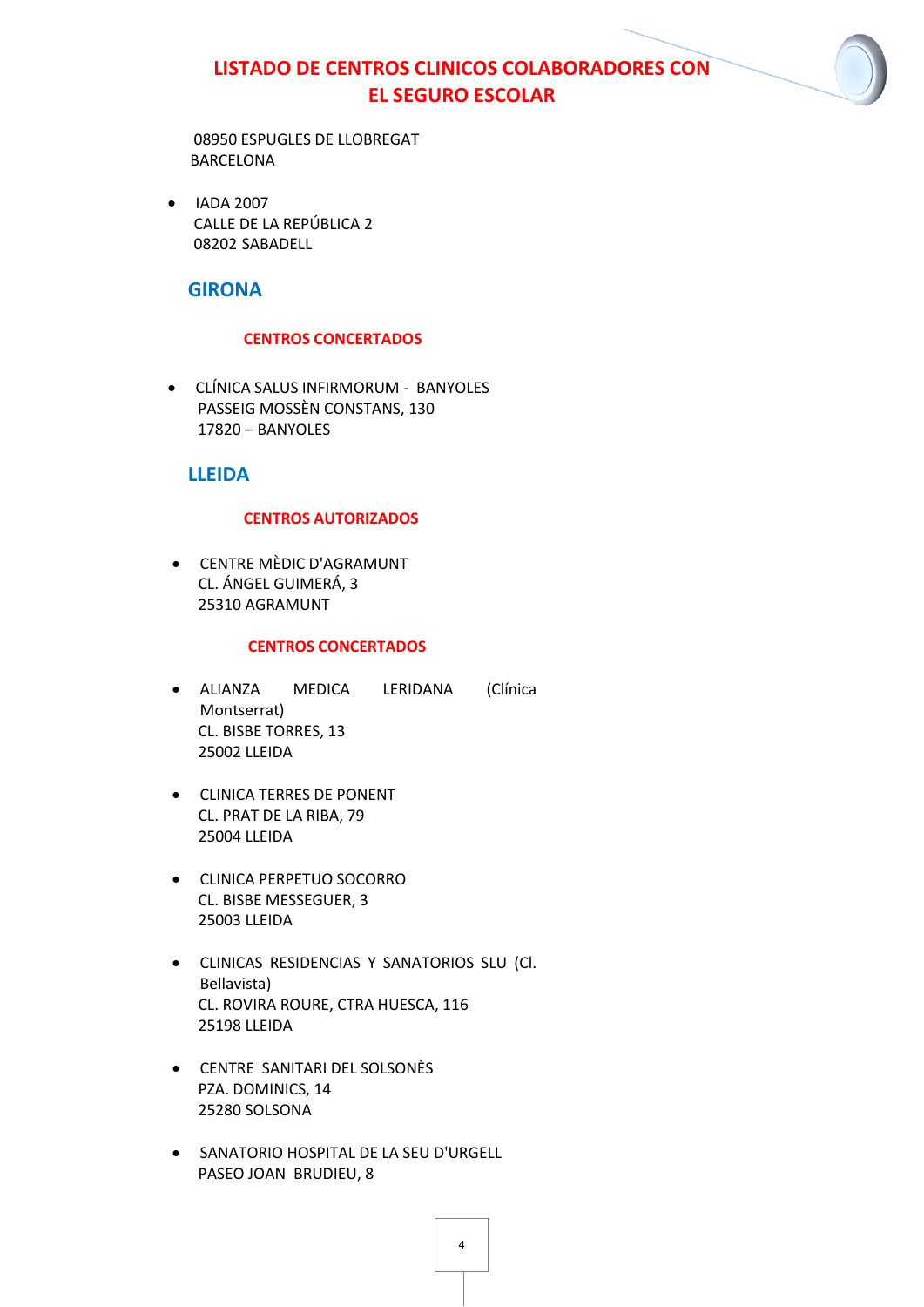# LISTADO DE CENTROS CLINICOS COLABORADORES CON EL SEGURO ESCOLAR

08950 ESPUGLES DE LLOBREGAT
BARCELONA

- IADA 2007
  CALLE DE LA REPÚBLICA 2
  08202 SABADELL

## GIRONA

### CENTROS CONCERTADOS

- CLÍNICA SALUS INFIRMORUM - BANYOLES
  PASSEIG MOSSÈN CONSTANS, 130
  17820 – BANYOLES

## LLEIDA

### CENTROS AUTORIZADOS

- CENTRE MÈDIC D'AGRAMUNT
  CL. ÁNGEL GUIMERÁ, 3
  25310 AGRAMUNT

### CENTROS CONCERTADOS

- ALIANZA MEDICA LERIDANA (Clínica Montserrat)
  CL. BISBE TORRES, 13
  25002 LLEIDA

- CLINICA TERRES DE PONENT
  CL. PRAT DE LA RIBA, 79
  25004 LLEIDA

- CLINICA PERPETUO SOCORRO
  CL. BISBE MESSEGUER, 3
  25003 LLEIDA

- CLINICAS RESIDENCIAS Y SANATORIOS SLU (Cl. Bellavista)
  CL. ROVIRA ROURE, CTRA HUESCA, 116
  25198 LLEIDA

- CENTRE SANITARI DEL SOLSONÈS
  PZA. DOMINICS, 14
  25280 SOLSONA

- SANATORIO HOSPITAL DE LA SEU D'URGELL
  PASEO JOAN BRUDIEU, 8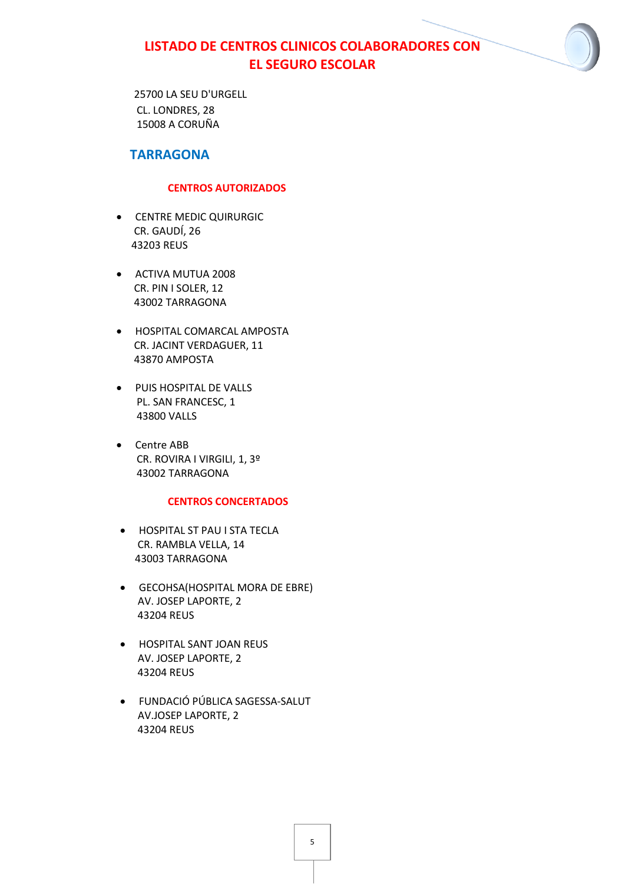25700 LA SEU D'URGELL
CL. LONDRES, 28
15008 A CORUÑA

## TARRAGONA

### CENTROS AUTORIZADOS

- CENTRE MEDIC QUIRURGIC
  CR. GAUDÍ, 26
  43203 REUS

- ACTIVA MUTUA 2008
  CR. PIN I SOLER, 12
  43002 TARRAGONA

- HOSPITAL COMARCAL AMPOSTA
  CR. JACINT VERDAGUER, 11
  43870 AMPOSTA

- PUIS HOSPITAL DE VALLS
  PL. SAN FRANCESC, 1
  43800 VALLS

- Centre ABB
  CR. ROVIRA I VIRGILI, 1, 3º
  43002 TARRAGONA

### CENTROS CONCERTADOS

- HOSPITAL ST PAU I STA TECLA
  CR. RAMBLA VELLA, 14
  43003 TARRAGONA

- GECOHSA(HOSPITAL MORA DE EBRE)
  AV. JOSEP LAPORTE, 2
  43204 REUS

- HOSPITAL SANT JOAN REUS
  AV. JOSEP LAPORTE, 2
  43204 REUS

- FUNDACIÓ PÚBLICA SAGESSA-SALUT
  AV.JOSEP LAPORTE, 2
  43204 REUS